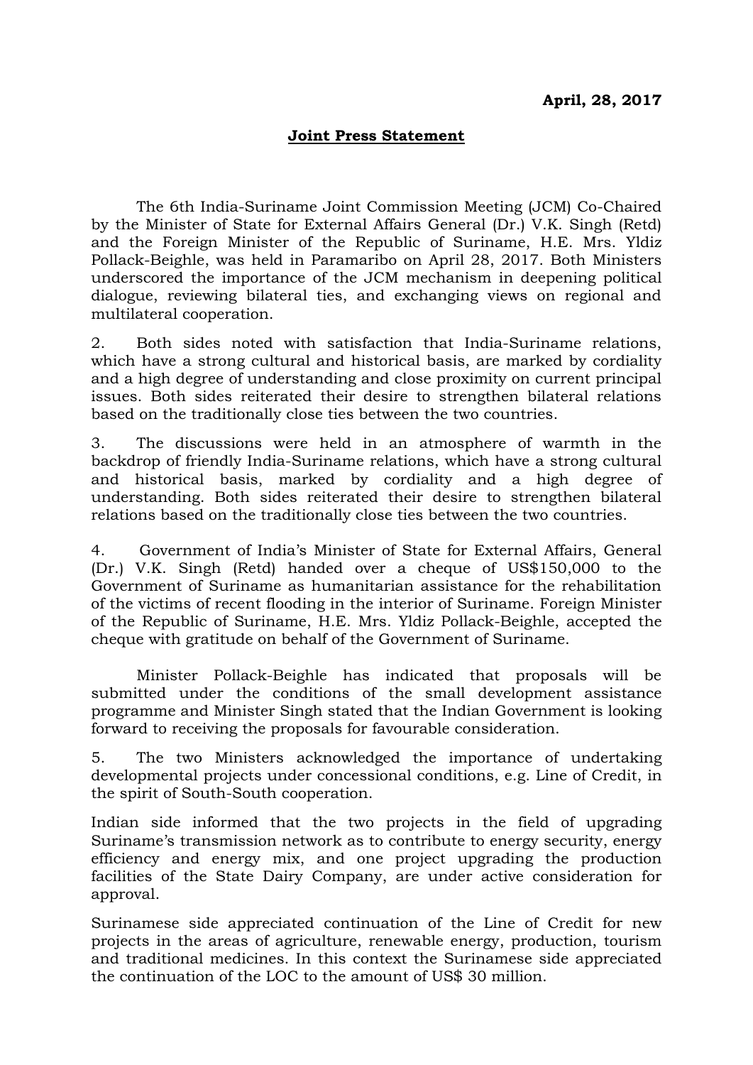**April, 28, 2017**

**<u>Joint Press Statement</u>**

The 6th India-Suriname Joint Commission Meeting (JCM) Co-Chaired by the Minister of State for External Affairs General (Dr.) V.K. Singh (Retd) and the Foreign Minister of the Republic of Suriname, H.E. Mrs. Yldiz Pollack-Beighle, was held in Paramaribo on April 28, 2017. Both Ministers underscored the importance of the JCM mechanism in deepening political dialogue, reviewing bilateral ties, and exchanging views on regional and multilateral cooperation.

2. Both sides noted with satisfaction that India-Suriname relations, which have a strong cultural and historical basis, are marked by cordiality and a high degree of understanding and close proximity on current principal issues. Both sides reiterated their desire to strengthen bilateral relations based on the traditionally close ties between the two countries.

3. The discussions were held in an atmosphere of warmth in the backdrop of friendly India-Suriname relations, which have a strong cultural and historical basis, marked by cordiality and a high degree of understanding. Both sides reiterated their desire to strengthen bilateral relations based on the traditionally close ties between the two countries.

4. Government of India's Minister of State for External Affairs, General (Dr.) V.K. Singh (Retd) handed over a cheque of US$150,000 to the Government of Suriname as humanitarian assistance for the rehabilitation of the victims of recent flooding in the interior of Suriname. Foreign Minister of the Republic of Suriname, H.E. Mrs. Yldiz Pollack-Beighle, accepted the cheque with gratitude on behalf of the Government of Suriname.

Minister Pollack-Beighle has indicated that proposals will be submitted under the conditions of the small development assistance programme and Minister Singh stated that the Indian Government is looking forward to receiving the proposals for favourable consideration.

5. The two Ministers acknowledged the importance of undertaking developmental projects under concessional conditions, e.g. Line of Credit, in the spirit of South-South cooperation.

Indian side informed that the two projects in the field of upgrading Suriname's transmission network as to contribute to energy security, energy efficiency and energy mix, and one project upgrading the production facilities of the State Dairy Company, are under active consideration for approval.

Surinamese side appreciated continuation of the Line of Credit for new projects in the areas of agriculture, renewable energy, production, tourism and traditional medicines. In this context the Surinamese side appreciated the continuation of the LOC to the amount of US$ 30 million.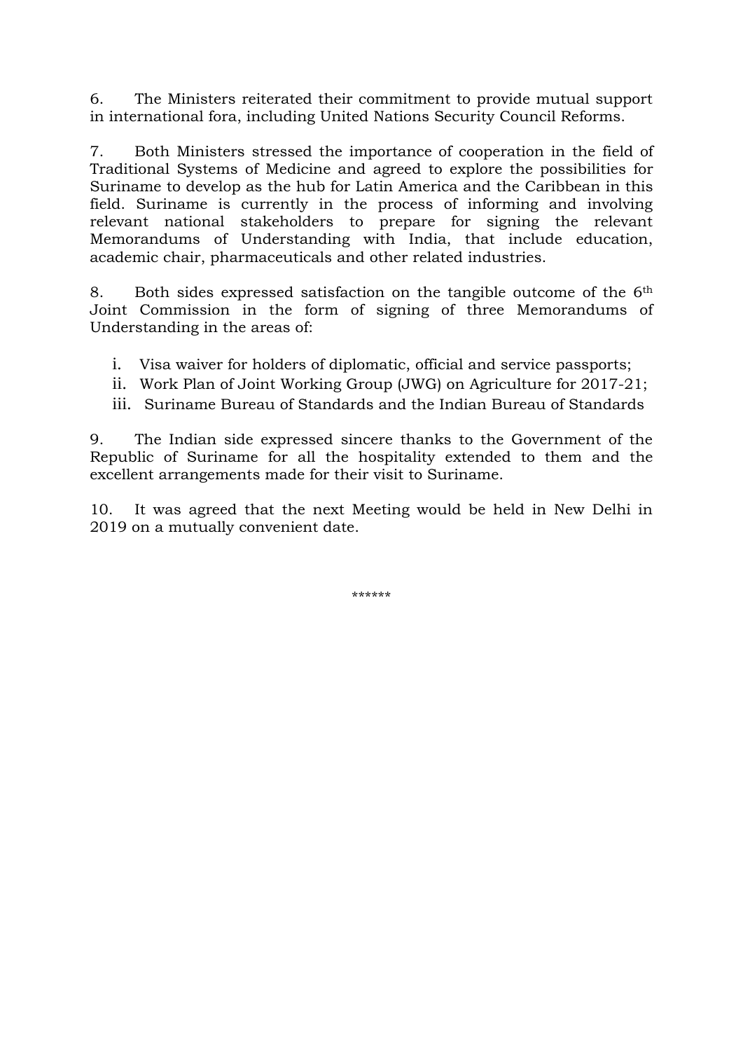6. The Ministers reiterated their commitment to provide mutual support in international fora, including United Nations Security Council Reforms.

7. Both Ministers stressed the importance of cooperation in the field of Traditional Systems of Medicine and agreed to explore the possibilities for Suriname to develop as the hub for Latin America and the Caribbean in this field. Suriname is currently in the process of informing and involving relevant national stakeholders to prepare for signing the relevant Memorandums of Understanding with India, that include education, academic chair, pharmaceuticals and other related industries.

8. Both sides expressed satisfaction on the tangible outcome of the 6th Joint Commission in the form of signing of three Memorandums of Understanding in the areas of:

i. Visa waiver for holders of diplomatic, official and service passports;
ii. Work Plan of Joint Working Group (JWG) on Agriculture for 2017-21;
iii. Suriname Bureau of Standards and the Indian Bureau of Standards

9. The Indian side expressed sincere thanks to the Government of the Republic of Suriname for all the hospitality extended to them and the excellent arrangements made for their visit to Suriname.

10. It was agreed that the next Meeting would be held in New Delhi in 2019 on a mutually convenient date.

******